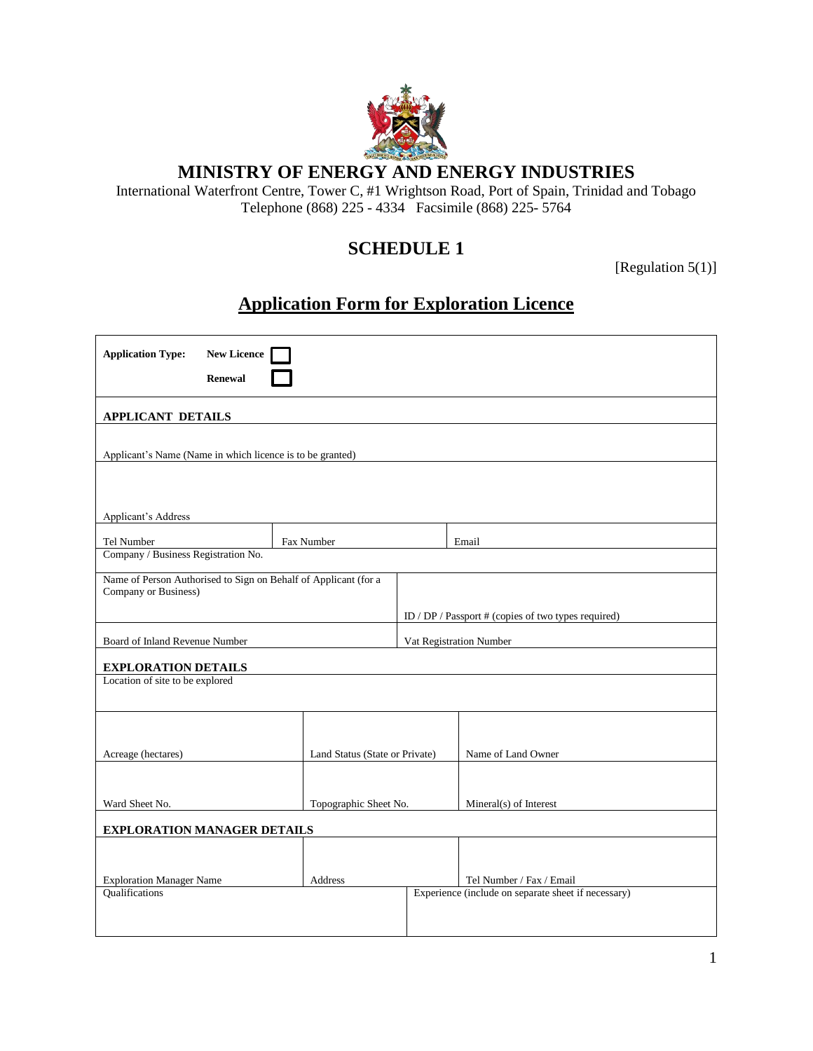# MINISTRY OF ENERGY AND ENERGY INDUSTRIES

International Waterfront Centre, Tower C, #1 Wrightson Road, Port of Spain, Trinidad and Tobago
Telephone (868) 225 - 4334 Facsimile (868) 225- 5764

## SCHEDULE 1

[Regulation 5(1)]

## Application Form for Exploration Licence

**Application Type:** **New Licence** ☐
**Renewal** ☐

### APPLICANT DETAILS

| | | |
|---|---|---|
| Applicant's Name (Name in which licence is to be granted) | | |
| Applicant's Address | | |
| Tel Number | Fax Number | Email |
| Company / Business Registration No. | | |
| Name of Person Authorised to Sign on Behalf of Applicant (for a Company or Business) | ID / DP / Passport # (copies of two types required) | |
| Board of Inland Revenue Number | Vat Registration Number | |

### EXPLORATION DETAILS

| | | |
|---|---|---|
| Location of site to be explored | | |
| Acreage (hectares) | Land Status (State or Private) | Name of Land Owner |
| Ward Sheet No. | Topographic Sheet No. | Mineral(s) of Interest |

### EXPLORATION MANAGER DETAILS

| | | |
|---|---|---|
| Exploration Manager Name | Address | Tel Number / Fax / Email |
| Qualifications | Experience (include on separate sheet if necessary) | |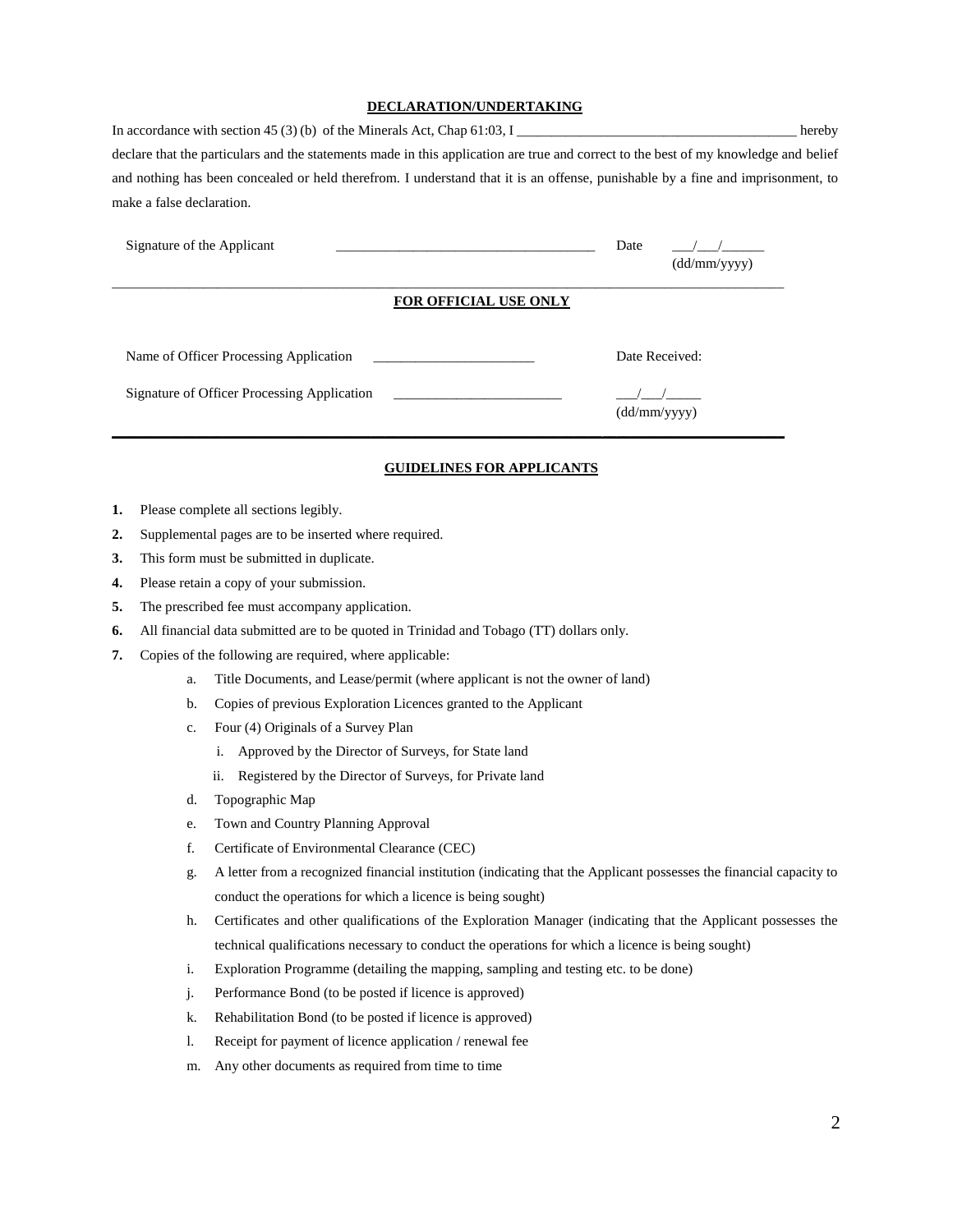## DECLARATION/UNDERTAKING

In accordance with section 45 (3) (b) of the Minerals Act, Chap 61:03, I ________________________________________ hereby declare that the particulars and the statements made in this application are true and correct to the best of my knowledge and belief and nothing has been concealed or held therefrom. I understand that it is an offense, punishable by a fine and imprisonment, to make a false declaration.

Signature of the Applicant ____________________________________ Date ___/___/______ (dd/mm/yyyy)

---

## FOR OFFICIAL USE ONLY

Name of Officer Processing Application _______________________ Date Received:

Signature of Officer Processing Application ________________________ ___/___/_____ (dd/mm/yyyy)

---

## GUIDELINES FOR APPLICANTS

1. Please complete all sections legibly.
2. Supplemental pages are to be inserted where required.
3. This form must be submitted in duplicate.
4. Please retain a copy of your submission.
5. The prescribed fee must accompany application.
6. All financial data submitted are to be quoted in Trinidad and Tobago (TT) dollars only.
7. Copies of the following are required, where applicable:
   a. Title Documents, and Lease/permit (where applicant is not the owner of land)
   b. Copies of previous Exploration Licences granted to the Applicant
   c. Four (4) Originals of a Survey Plan
      i. Approved by the Director of Surveys, for State land
      ii. Registered by the Director of Surveys, for Private land
   d. Topographic Map
   e. Town and Country Planning Approval
   f. Certificate of Environmental Clearance (CEC)
   g. A letter from a recognized financial institution (indicating that the Applicant possesses the financial capacity to conduct the operations for which a licence is being sought)
   h. Certificates and other qualifications of the Exploration Manager (indicating that the Applicant possesses the technical qualifications necessary to conduct the operations for which a licence is being sought)
   i. Exploration Programme (detailing the mapping, sampling and testing etc. to be done)
   j. Performance Bond (to be posted if licence is approved)
   k. Rehabilitation Bond (to be posted if licence is approved)
   l. Receipt for payment of licence application / renewal fee
   m. Any other documents as required from time to time